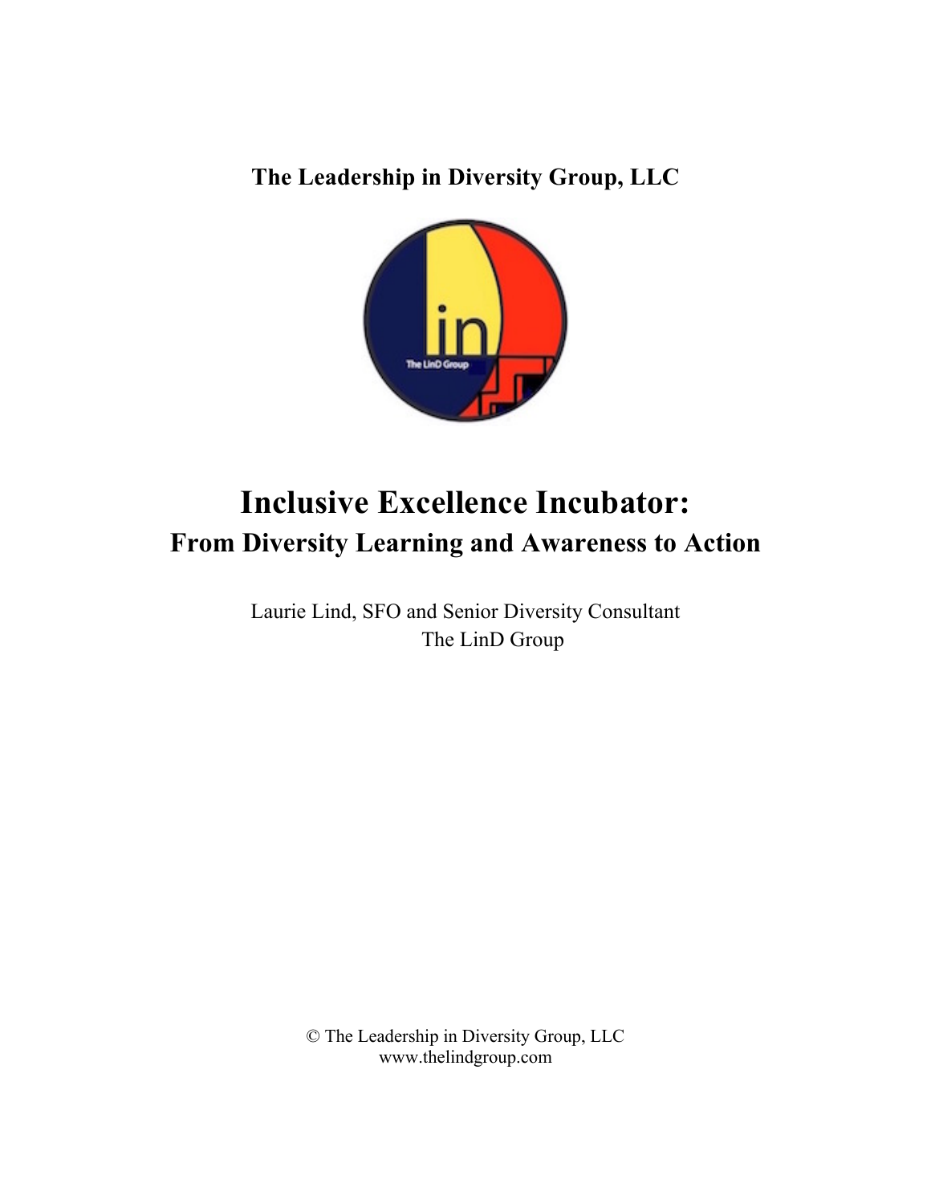**The Leadership in Diversity Group, LLC**

# Inclusive Excellence Incubator:

## From Diversity Learning and Awareness to Action

Laurie Lind, SFO and Senior Diversity Consultant
The LinD Group

© The Leadership in Diversity Group, LLC
www.thelindgroup.com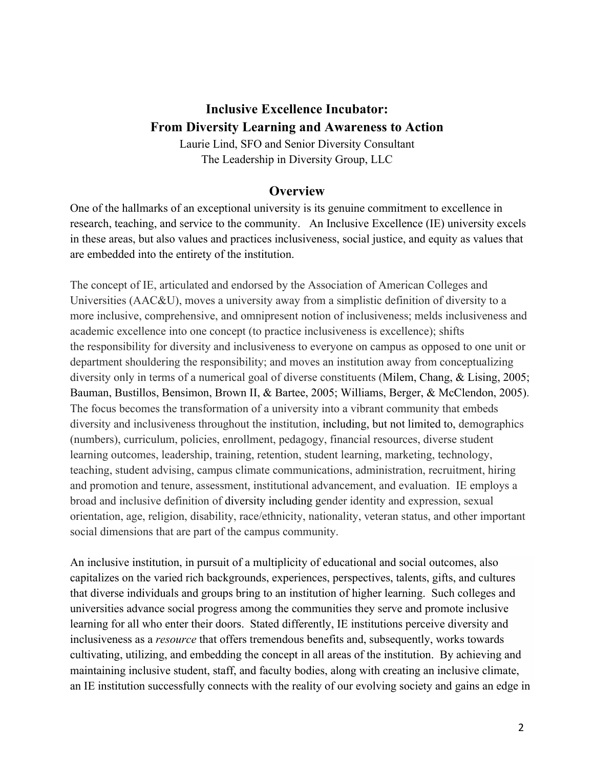# Inclusive Excellence Incubator: From Diversity Learning and Awareness to Action

Laurie Lind, SFO and Senior Diversity Consultant
The Leadership in Diversity Group, LLC

## Overview

One of the hallmarks of an exceptional university is its genuine commitment to excellence in research, teaching, and service to the community. An Inclusive Excellence (IE) university excels in these areas, but also values and practices inclusiveness, social justice, and equity as values that are embedded into the entirety of the institution.

The concept of IE, articulated and endorsed by the Association of American Colleges and Universities (AAC&U), moves a university away from a simplistic definition of diversity to a more inclusive, comprehensive, and omnipresent notion of inclusiveness; melds inclusiveness and academic excellence into one concept (to practice inclusiveness is excellence); shifts the responsibility for diversity and inclusiveness to everyone on campus as opposed to one unit or department shouldering the responsibility; and moves an institution away from conceptualizing diversity only in terms of a numerical goal of diverse constituents (Milem, Chang, & Lising, 2005; Bauman, Bustillos, Bensimon, Brown II, & Bartee, 2005; Williams, Berger, & McClendon, 2005). The focus becomes the transformation of a university into a vibrant community that embeds diversity and inclusiveness throughout the institution, including, but not limited to, demographics (numbers), curriculum, policies, enrollment, pedagogy, financial resources, diverse student learning outcomes, leadership, training, retention, student learning, marketing, technology, teaching, student advising, campus climate communications, administration, recruitment, hiring and promotion and tenure, assessment, institutional advancement, and evaluation. IE employs a broad and inclusive definition of diversity including gender identity and expression, sexual orientation, age, religion, disability, race/ethnicity, nationality, veteran status, and other important social dimensions that are part of the campus community.

An inclusive institution, in pursuit of a multiplicity of educational and social outcomes, also capitalizes on the varied rich backgrounds, experiences, perspectives, talents, gifts, and cultures that diverse individuals and groups bring to an institution of higher learning. Such colleges and universities advance social progress among the communities they serve and promote inclusive learning for all who enter their doors. Stated differently, IE institutions perceive diversity and inclusiveness as a *resource* that offers tremendous benefits and, subsequently, works towards cultivating, utilizing, and embedding the concept in all areas of the institution. By achieving and maintaining inclusive student, staff, and faculty bodies, along with creating an inclusive climate, an IE institution successfully connects with the reality of our evolving society and gains an edge in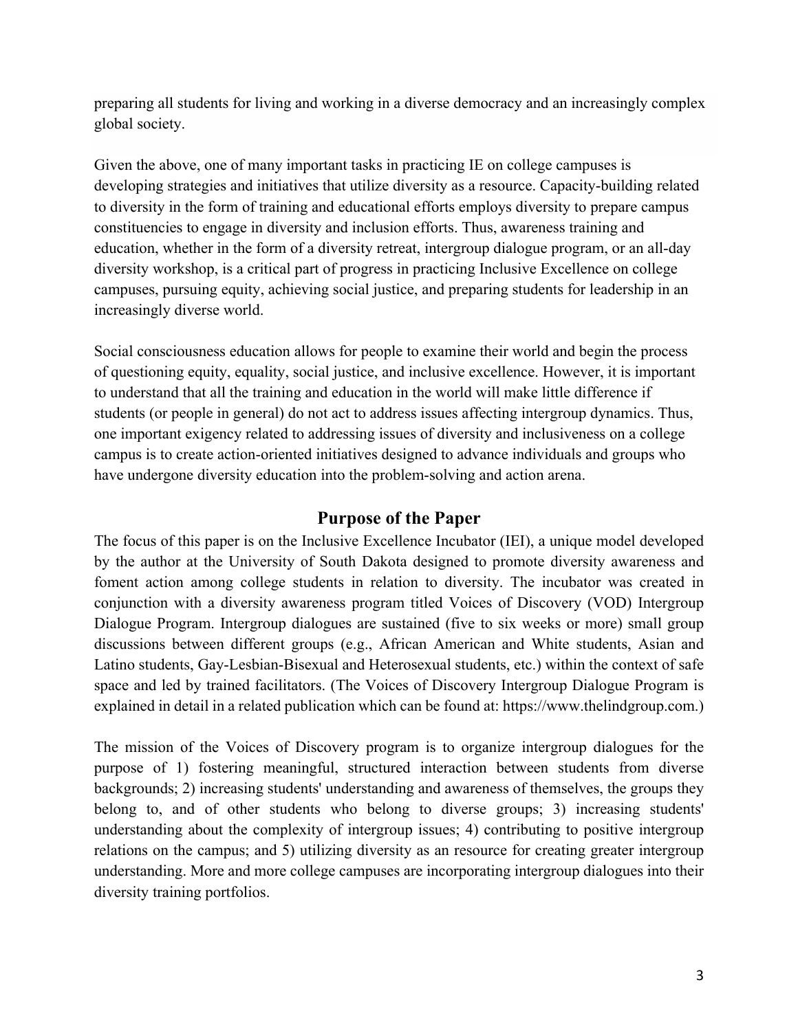preparing all students for living and working in a diverse democracy and an increasingly complex global society.

Given the above, one of many important tasks in practicing IE on college campuses is developing strategies and initiatives that utilize diversity as a resource. Capacity-building related to diversity in the form of training and educational efforts employs diversity to prepare campus constituencies to engage in diversity and inclusion efforts. Thus, awareness training and education, whether in the form of a diversity retreat, intergroup dialogue program, or an all-day diversity workshop, is a critical part of progress in practicing Inclusive Excellence on college campuses, pursuing equity, achieving social justice, and preparing students for leadership in an increasingly diverse world.

Social consciousness education allows for people to examine their world and begin the process of questioning equity, equality, social justice, and inclusive excellence. However, it is important to understand that all the training and education in the world will make little difference if students (or people in general) do not act to address issues affecting intergroup dynamics. Thus, one important exigency related to addressing issues of diversity and inclusiveness on a college campus is to create action-oriented initiatives designed to advance individuals and groups who have undergone diversity education into the problem-solving and action arena.

## Purpose of the Paper

The focus of this paper is on the Inclusive Excellence Incubator (IEI), a unique model developed by the author at the University of South Dakota designed to promote diversity awareness and foment action among college students in relation to diversity. The incubator was created in conjunction with a diversity awareness program titled Voices of Discovery (VOD) Intergroup Dialogue Program. Intergroup dialogues are sustained (five to six weeks or more) small group discussions between different groups (e.g., African American and White students, Asian and Latino students, Gay-Lesbian-Bisexual and Heterosexual students, etc.) within the context of safe space and led by trained facilitators. (The Voices of Discovery Intergroup Dialogue Program is explained in detail in a related publication which can be found at: https://www.thelindgroup.com.)

The mission of the Voices of Discovery program is to organize intergroup dialogues for the purpose of 1) fostering meaningful, structured interaction between students from diverse backgrounds; 2) increasing students' understanding and awareness of themselves, the groups they belong to, and of other students who belong to diverse groups; 3) increasing students' understanding about the complexity of intergroup issues; 4) contributing to positive intergroup relations on the campus; and 5) utilizing diversity as an resource for creating greater intergroup understanding. More and more college campuses are incorporating intergroup dialogues into their diversity training portfolios.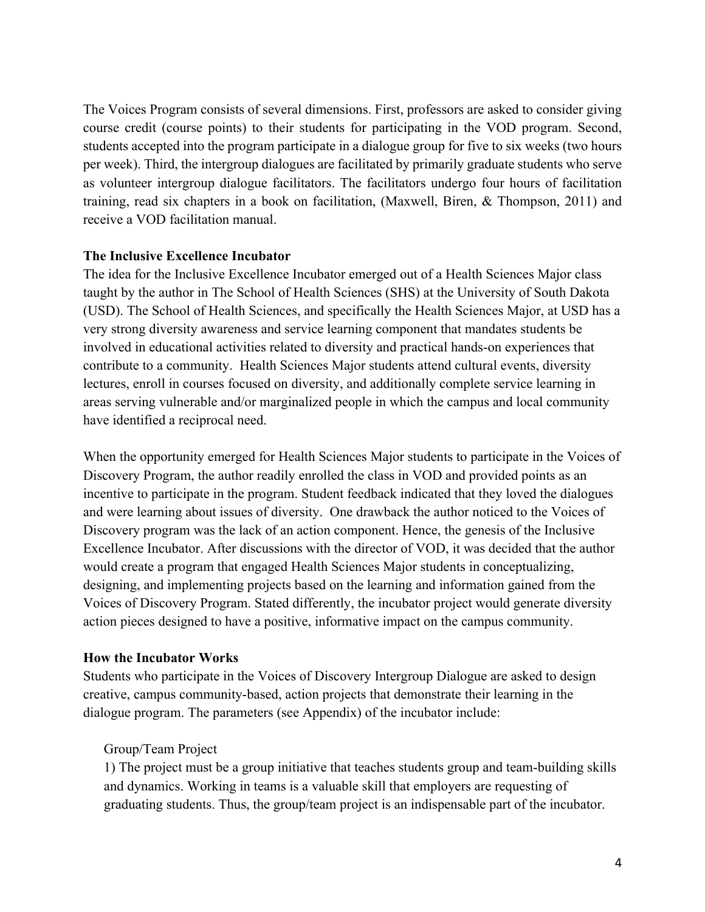The Voices Program consists of several dimensions. First, professors are asked to consider giving course credit (course points) to their students for participating in the VOD program. Second, students accepted into the program participate in a dialogue group for five to six weeks (two hours per week). Third, the intergroup dialogues are facilitated by primarily graduate students who serve as volunteer intergroup dialogue facilitators. The facilitators undergo four hours of facilitation training, read six chapters in a book on facilitation, (Maxwell, Biren, & Thompson, 2011) and receive a VOD facilitation manual.

**The Inclusive Excellence Incubator**

The idea for the Inclusive Excellence Incubator emerged out of a Health Sciences Major class taught by the author in The School of Health Sciences (SHS) at the University of South Dakota (USD). The School of Health Sciences, and specifically the Health Sciences Major, at USD has a very strong diversity awareness and service learning component that mandates students be involved in educational activities related to diversity and practical hands-on experiences that contribute to a community. Health Sciences Major students attend cultural events, diversity lectures, enroll in courses focused on diversity, and additionally complete service learning in areas serving vulnerable and/or marginalized people in which the campus and local community have identified a reciprocal need.

When the opportunity emerged for Health Sciences Major students to participate in the Voices of Discovery Program, the author readily enrolled the class in VOD and provided points as an incentive to participate in the program. Student feedback indicated that they loved the dialogues and were learning about issues of diversity. One drawback the author noticed to the Voices of Discovery program was the lack of an action component. Hence, the genesis of the Inclusive Excellence Incubator. After discussions with the director of VOD, it was decided that the author would create a program that engaged Health Sciences Major students in conceptualizing, designing, and implementing projects based on the learning and information gained from the Voices of Discovery Program. Stated differently, the incubator project would generate diversity action pieces designed to have a positive, informative impact on the campus community.

**How the Incubator Works**

Students who participate in the Voices of Discovery Intergroup Dialogue are asked to design creative, campus community-based, action projects that demonstrate their learning in the dialogue program. The parameters (see Appendix) of the incubator include:

Group/Team Project

1) The project must be a group initiative that teaches students group and team-building skills and dynamics. Working in teams is a valuable skill that employers are requesting of graduating students. Thus, the group/team project is an indispensable part of the incubator.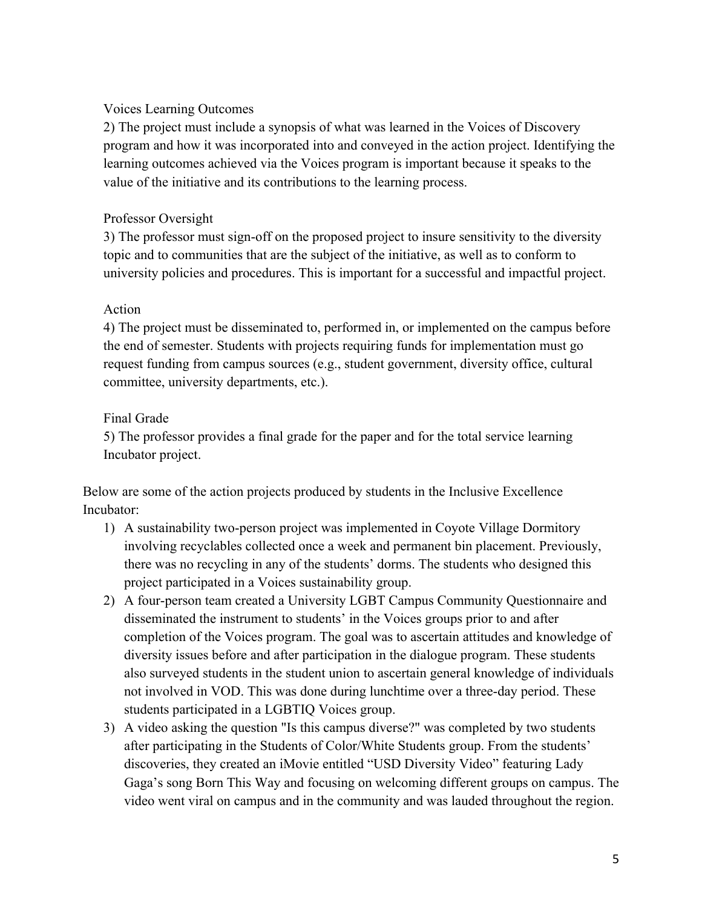Voices Learning Outcomes

2) The project must include a synopsis of what was learned in the Voices of Discovery program and how it was incorporated into and conveyed in the action project. Identifying the learning outcomes achieved via the Voices program is important because it speaks to the value of the initiative and its contributions to the learning process.

Professor Oversight

3) The professor must sign-off on the proposed project to insure sensitivity to the diversity topic and to communities that are the subject of the initiative, as well as to conform to university policies and procedures. This is important for a successful and impactful project.

Action

4) The project must be disseminated to, performed in, or implemented on the campus before the end of semester. Students with projects requiring funds for implementation must go request funding from campus sources (e.g., student government, diversity office, cultural committee, university departments, etc.).

Final Grade

5) The professor provides a final grade for the paper and for the total service learning Incubator project.

Below are some of the action projects produced by students in the Inclusive Excellence Incubator:

1) A sustainability two-person project was implemented in Coyote Village Dormitory involving recyclables collected once a week and permanent bin placement. Previously, there was no recycling in any of the students' dorms. The students who designed this project participated in a Voices sustainability group.
2) A four-person team created a University LGBT Campus Community Questionnaire and disseminated the instrument to students' in the Voices groups prior to and after completion of the Voices program. The goal was to ascertain attitudes and knowledge of diversity issues before and after participation in the dialogue program. These students also surveyed students in the student union to ascertain general knowledge of individuals not involved in VOD. This was done during lunchtime over a three-day period. These students participated in a LGBTIQ Voices group.
3) A video asking the question "Is this campus diverse?" was completed by two students after participating in the Students of Color/White Students group. From the students' discoveries, they created an iMovie entitled "USD Diversity Video" featuring Lady Gaga's song Born This Way and focusing on welcoming different groups on campus. The video went viral on campus and in the community and was lauded throughout the region.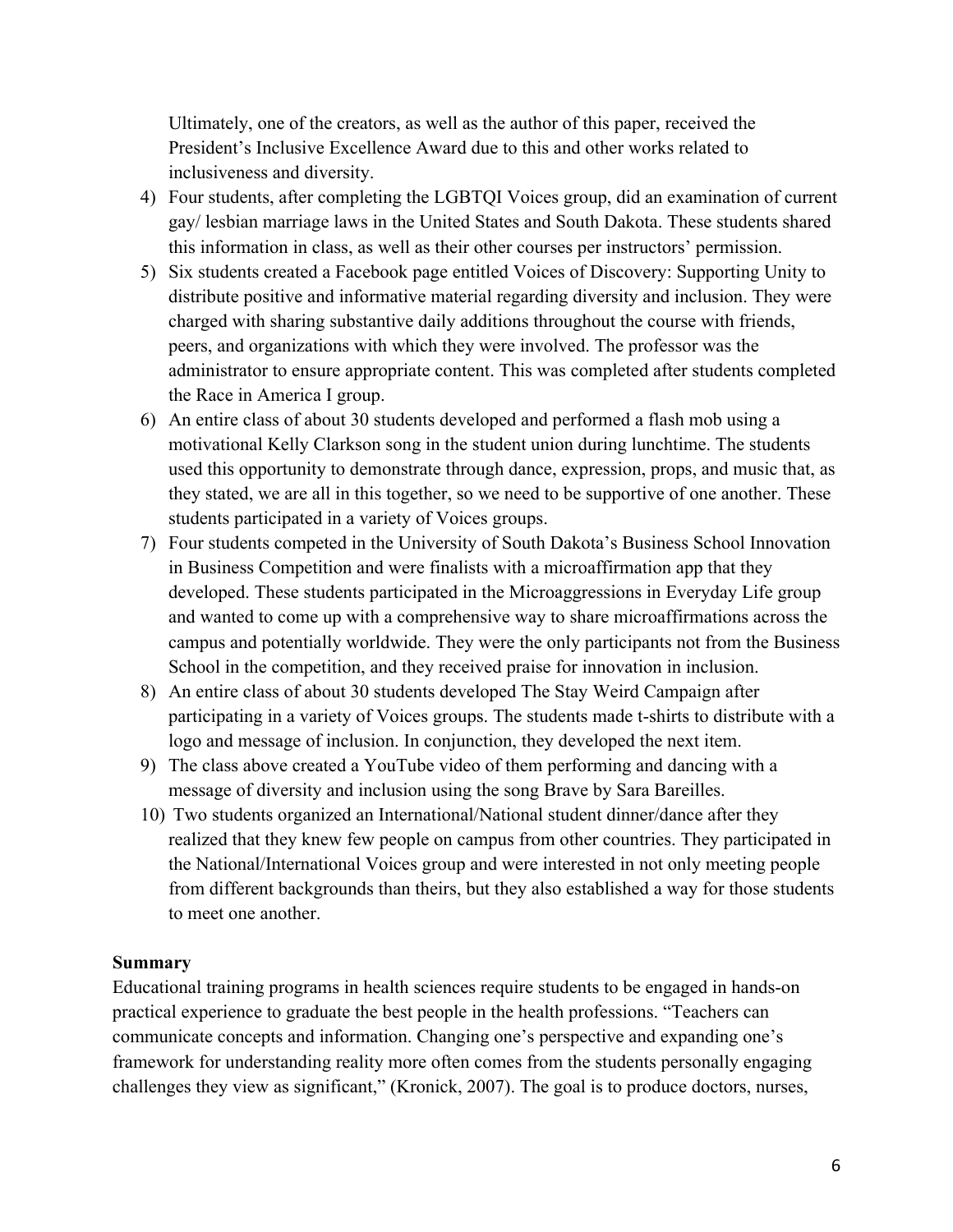Ultimately, one of the creators, as well as the author of this paper, received the President's Inclusive Excellence Award due to this and other works related to inclusiveness and diversity.

4) Four students, after completing the LGBTQI Voices group, did an examination of current gay/ lesbian marriage laws in the United States and South Dakota. These students shared this information in class, as well as their other courses per instructors' permission.
5) Six students created a Facebook page entitled Voices of Discovery: Supporting Unity to distribute positive and informative material regarding diversity and inclusion. They were charged with sharing substantive daily additions throughout the course with friends, peers, and organizations with which they were involved. The professor was the administrator to ensure appropriate content. This was completed after students completed the Race in America I group.
6) An entire class of about 30 students developed and performed a flash mob using a motivational Kelly Clarkson song in the student union during lunchtime. The students used this opportunity to demonstrate through dance, expression, props, and music that, as they stated, we are all in this together, so we need to be supportive of one another. These students participated in a variety of Voices groups.
7) Four students competed in the University of South Dakota's Business School Innovation in Business Competition and were finalists with a microaffirmation app that they developed. These students participated in the Microaggressions in Everyday Life group and wanted to come up with a comprehensive way to share microaffirmations across the campus and potentially worldwide. They were the only participants not from the Business School in the competition, and they received praise for innovation in inclusion.
8) An entire class of about 30 students developed The Stay Weird Campaign after participating in a variety of Voices groups. The students made t-shirts to distribute with a logo and message of inclusion. In conjunction, they developed the next item.
9) The class above created a YouTube video of them performing and dancing with a message of diversity and inclusion using the song Brave by Sara Bareilles.
10) Two students organized an International/National student dinner/dance after they realized that they knew few people on campus from other countries. They participated in the National/International Voices group and were interested in not only meeting people from different backgrounds than theirs, but they also established a way for those students to meet one another.

**Summary**

Educational training programs in health sciences require students to be engaged in hands-on practical experience to graduate the best people in the health professions. "Teachers can communicate concepts and information. Changing one's perspective and expanding one's framework for understanding reality more often comes from the students personally engaging challenges they view as significant," (Kronick, 2007). The goal is to produce doctors, nurses,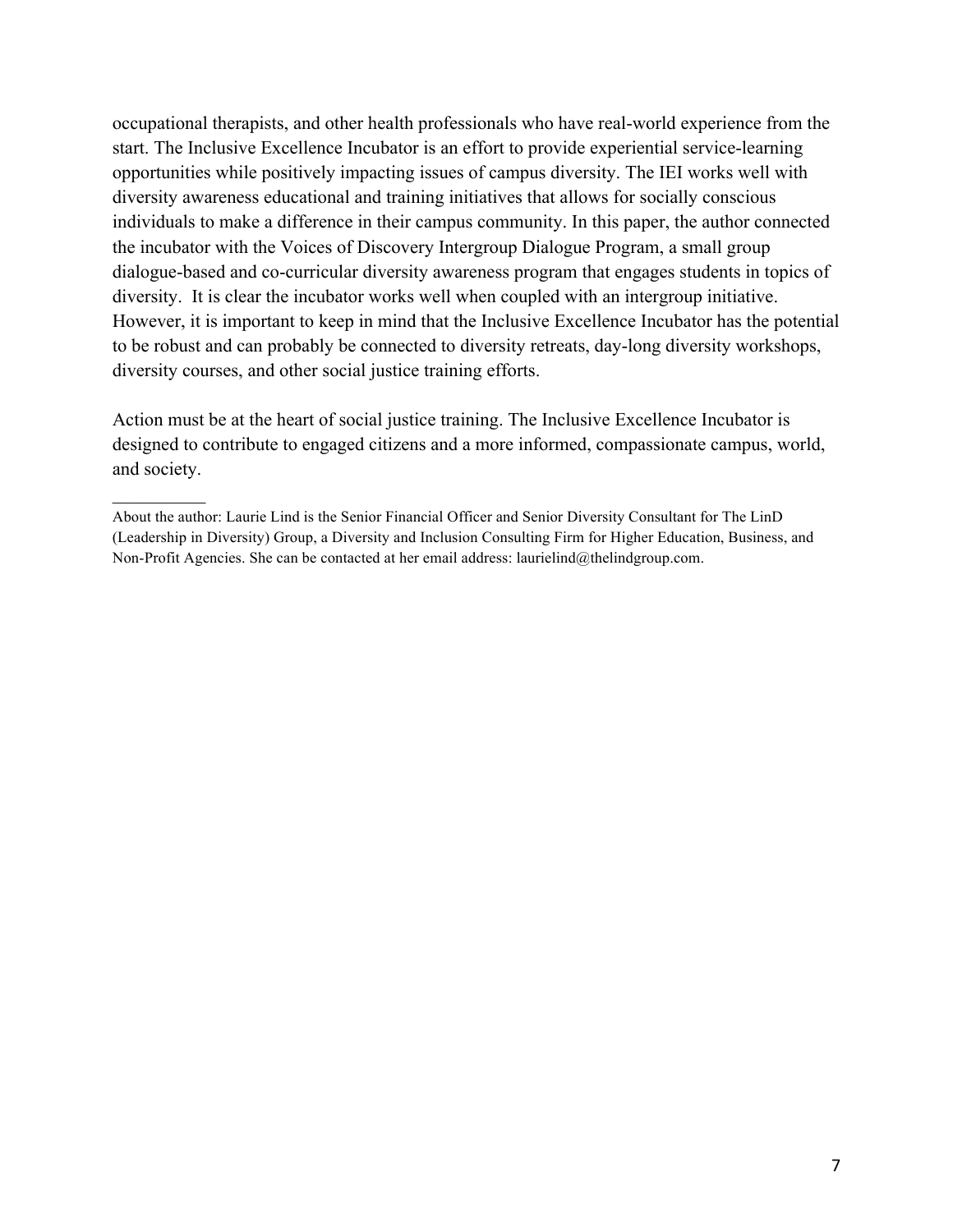occupational therapists, and other health professionals who have real-world experience from the start. The Inclusive Excellence Incubator is an effort to provide experiential service-learning opportunities while positively impacting issues of campus diversity. The IEI works well with diversity awareness educational and training initiatives that allows for socially conscious individuals to make a difference in their campus community. In this paper, the author connected the incubator with the Voices of Discovery Intergroup Dialogue Program, a small group dialogue-based and co-curricular diversity awareness program that engages students in topics of diversity. It is clear the incubator works well when coupled with an intergroup initiative. However, it is important to keep in mind that the Inclusive Excellence Incubator has the potential to be robust and can probably be connected to diversity retreats, day-long diversity workshops, diversity courses, and other social justice training efforts.

Action must be at the heart of social justice training. The Inclusive Excellence Incubator is designed to contribute to engaged citizens and a more informed, compassionate campus, world, and society.

---

About the author: Laurie Lind is the Senior Financial Officer and Senior Diversity Consultant for The LinD (Leadership in Diversity) Group, a Diversity and Inclusion Consulting Firm for Higher Education, Business, and Non-Profit Agencies. She can be contacted at her email address: laurielind@thelindgroup.com.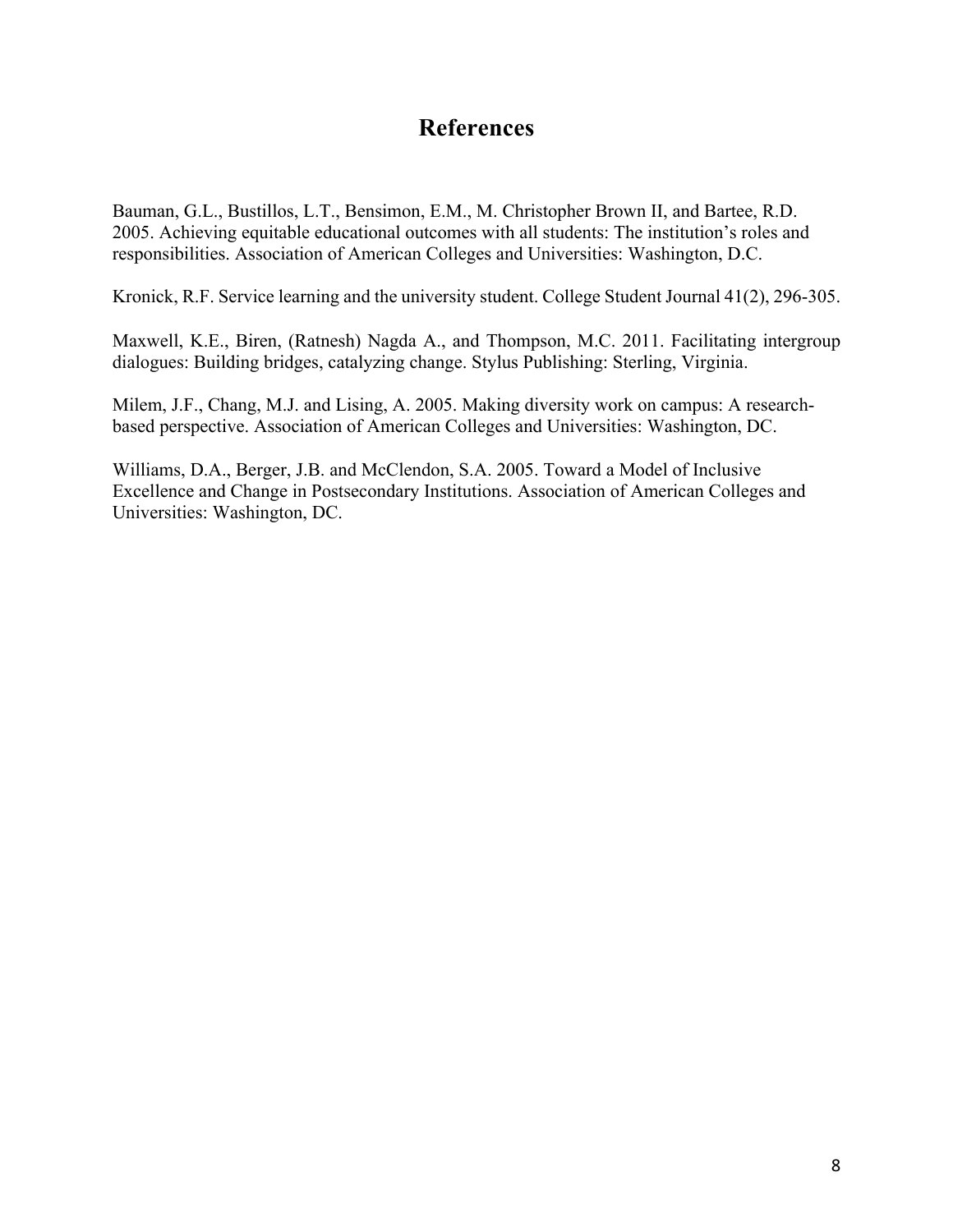# References

Bauman, G.L., Bustillos, L.T., Bensimon, E.M., M. Christopher Brown II, and Bartee, R.D. 2005. Achieving equitable educational outcomes with all students: The institution's roles and responsibilities. Association of American Colleges and Universities: Washington, D.C.

Kronick, R.F. Service learning and the university student. College Student Journal 41(2), 296-305.

Maxwell, K.E., Biren, (Ratnesh) Nagda A., and Thompson, M.C. 2011. Facilitating intergroup dialogues: Building bridges, catalyzing change. Stylus Publishing: Sterling, Virginia.

Milem, J.F., Chang, M.J. and Lising, A. 2005. Making diversity work on campus: A research-based perspective. Association of American Colleges and Universities: Washington, DC.

Williams, D.A., Berger, J.B. and McClendon, S.A. 2005. Toward a Model of Inclusive Excellence and Change in Postsecondary Institutions. Association of American Colleges and Universities: Washington, DC.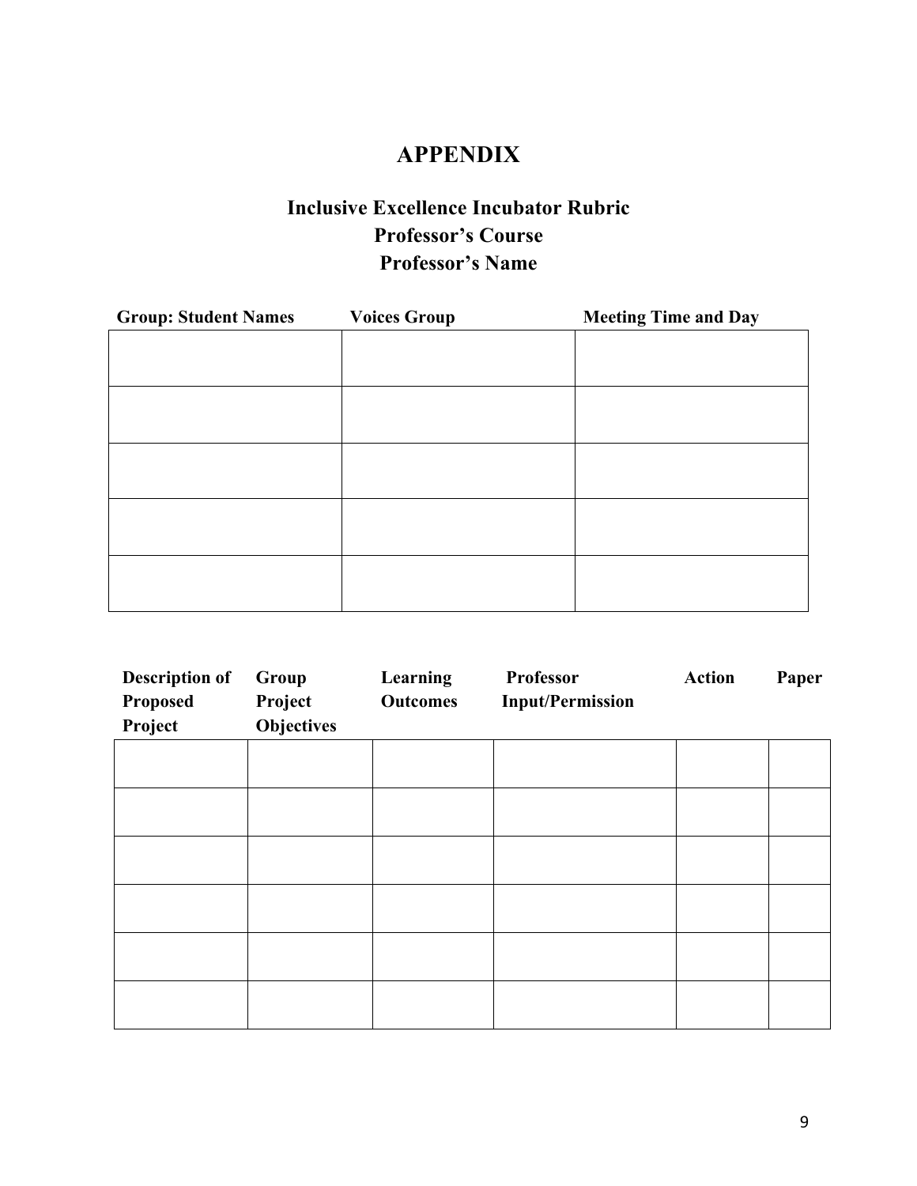# APPENDIX

## Inclusive Excellence Incubator Rubric
## Professor's Course
## Professor's Name

| Group: Student Names | Voices Group | Meeting Time and Day |
|---|---|---|
| | | |
| | | |
| | | |
| | | |
| | | |

| Description of Proposed Project | Group Project Objectives | Learning Outcomes | Professor Input/Permission | Action | Paper |
|---|---|---|---|---|---|
| | | | | | |
| | | | | | |
| | | | | | |
| | | | | | |
| | | | | | |
| | | | | | |